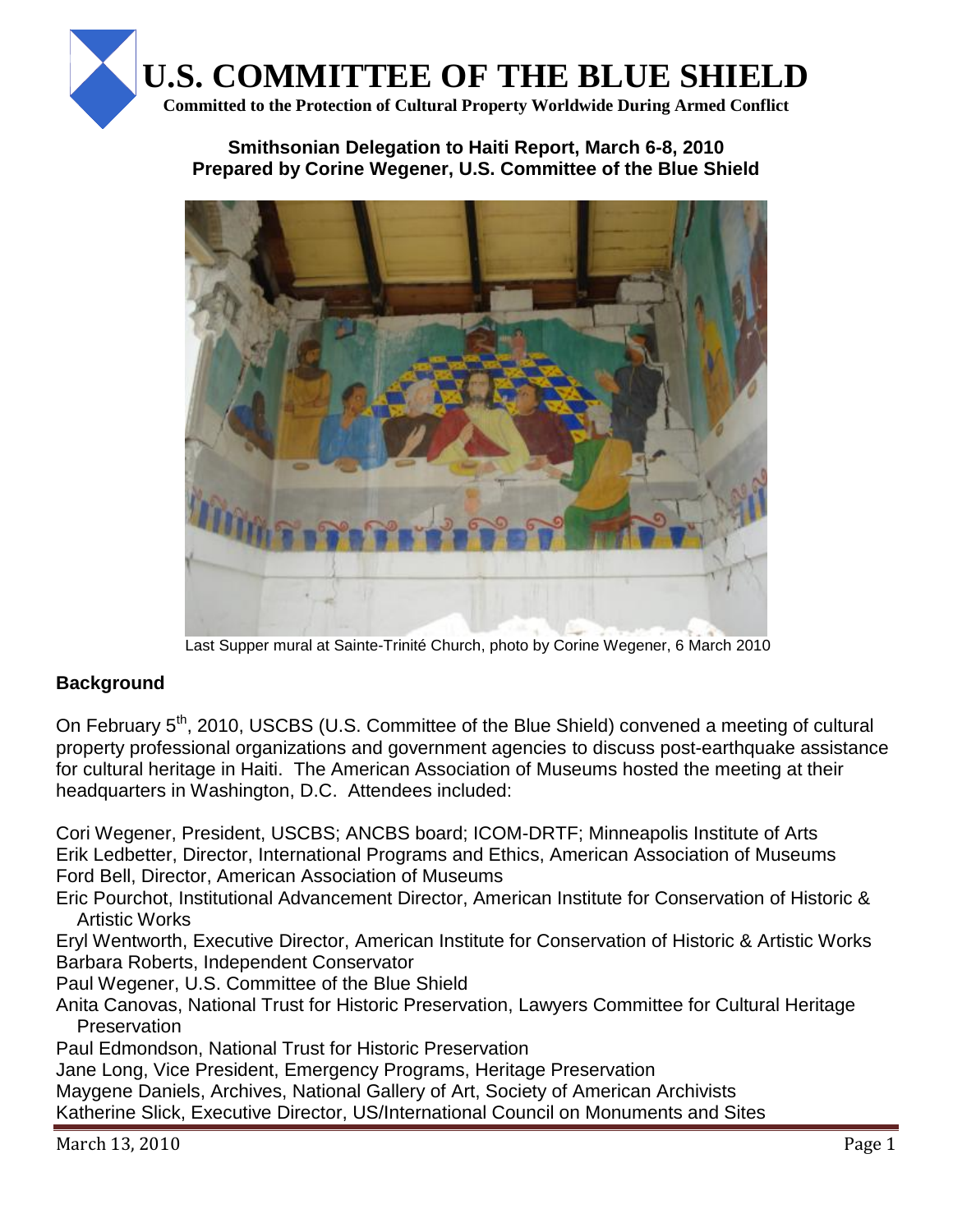# U.S. COMMITTEE OF THE BLUE SHIELD

**Committed to the Protection of Cultural Property Worldwide During Armed Conflict**

**Smithsonian Delegation to Haiti Report, March 6-8, 2010**
**Prepared by Corine Wegener, U.S. Committee of the Blue Shield**

Last Supper mural at Sainte-Trinité Church, photo by Corine Wegener, 6 March 2010

## Background

On February 5th, 2010, USCBS (U.S. Committee of the Blue Shield) convened a meeting of cultural property professional organizations and government agencies to discuss post-earthquake assistance for cultural heritage in Haiti. The American Association of Museums hosted the meeting at their headquarters in Washington, D.C. Attendees included:

Cori Wegener, President, USCBS; ANCBS board; ICOM-DRTF; Minneapolis Institute of Arts
Erik Ledbetter, Director, International Programs and Ethics, American Association of Museums
Ford Bell, Director, American Association of Museums
Eric Pourchot, Institutional Advancement Director, American Institute for Conservation of Historic & Artistic Works
Eryl Wentworth, Executive Director, American Institute for Conservation of Historic & Artistic Works
Barbara Roberts, Independent Conservator
Paul Wegener, U.S. Committee of the Blue Shield
Anita Canovas, National Trust for Historic Preservation, Lawyers Committee for Cultural Heritage Preservation
Paul Edmondson, National Trust for Historic Preservation
Jane Long, Vice President, Emergency Programs, Heritage Preservation
Maygene Daniels, Archives, National Gallery of Art, Society of American Archivists
Katherine Slick, Executive Director, US/International Council on Monuments and Sites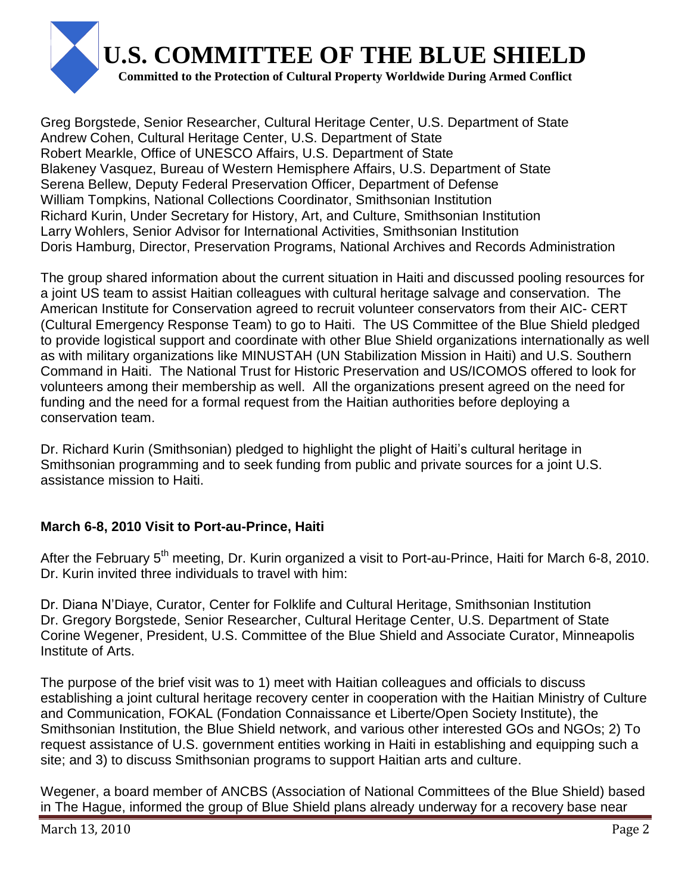Greg Borgstede, Senior Researcher, Cultural Heritage Center, U.S. Department of State
Andrew Cohen, Cultural Heritage Center, U.S. Department of State
Robert Mearkle, Office of UNESCO Affairs, U.S. Department of State
Blakeney Vasquez, Bureau of Western Hemisphere Affairs, U.S. Department of State
Serena Bellew, Deputy Federal Preservation Officer, Department of Defense
William Tompkins, National Collections Coordinator, Smithsonian Institution
Richard Kurin, Under Secretary for History, Art, and Culture, Smithsonian Institution
Larry Wohlers, Senior Advisor for International Activities, Smithsonian Institution
Doris Hamburg, Director, Preservation Programs, National Archives and Records Administration

The group shared information about the current situation in Haiti and discussed pooling resources for a joint US team to assist Haitian colleagues with cultural heritage salvage and conservation. The American Institute for Conservation agreed to recruit volunteer conservators from their AIC- CERT (Cultural Emergency Response Team) to go to Haiti. The US Committee of the Blue Shield pledged to provide logistical support and coordinate with other Blue Shield organizations internationally as well as with military organizations like MINUSTAH (UN Stabilization Mission in Haiti) and U.S. Southern Command in Haiti. The National Trust for Historic Preservation and US/ICOMOS offered to look for volunteers among their membership as well. All the organizations present agreed on the need for funding and the need for a formal request from the Haitian authorities before deploying a conservation team.

Dr. Richard Kurin (Smithsonian) pledged to highlight the plight of Haiti's cultural heritage in Smithsonian programming and to seek funding from public and private sources for a joint U.S. assistance mission to Haiti.

**March 6-8, 2010 Visit to Port-au-Prince, Haiti**

After the February 5th meeting, Dr. Kurin organized a visit to Port-au-Prince, Haiti for March 6-8, 2010. Dr. Kurin invited three individuals to travel with him:

Dr. Diana N'Diaye, Curator, Center for Folklife and Cultural Heritage, Smithsonian Institution
Dr. Gregory Borgstede, Senior Researcher, Cultural Heritage Center, U.S. Department of State
Corine Wegener, President, U.S. Committee of the Blue Shield and Associate Curator, Minneapolis Institute of Arts.

The purpose of the brief visit was to 1) meet with Haitian colleagues and officials to discuss establishing a joint cultural heritage recovery center in cooperation with the Haitian Ministry of Culture and Communication, FOKAL (Fondation Connaissance et Liberte/Open Society Institute), the Smithsonian Institution, the Blue Shield network, and various other interested GOs and NGOs; 2) To request assistance of U.S. government entities working in Haiti in establishing and equipping such a site; and 3) to discuss Smithsonian programs to support Haitian arts and culture.

Wegener, a board member of ANCBS (Association of National Committees of the Blue Shield) based in The Hague, informed the group of Blue Shield plans already underway for a recovery base near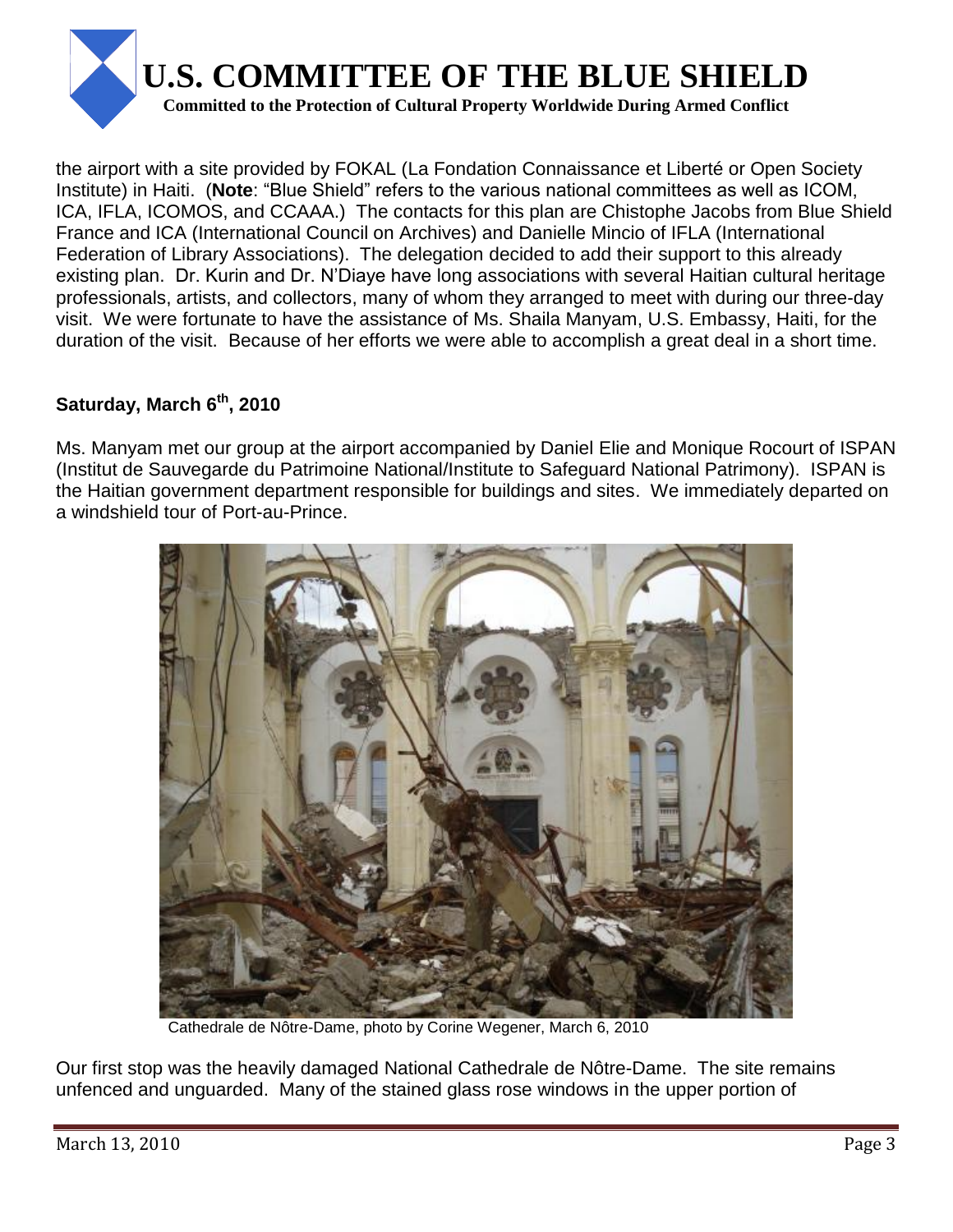the airport with a site provided by FOKAL (La Fondation Connaissance et Liberté or Open Society Institute) in Haiti. (**Note**: "Blue Shield" refers to the various national committees as well as ICOM, ICA, IFLA, ICOMOS, and CCAAA.) The contacts for this plan are Chistophe Jacobs from Blue Shield France and ICA (International Council on Archives) and Danielle Mincio of IFLA (International Federation of Library Associations). The delegation decided to add their support to this already existing plan. Dr. Kurin and Dr. N'Diaye have long associations with several Haitian cultural heritage professionals, artists, and collectors, many of whom they arranged to meet with during our three-day visit. We were fortunate to have the assistance of Ms. Shaila Manyam, U.S. Embassy, Haiti, for the duration of the visit. Because of her efforts we were able to accomplish a great deal in a short time.

### Saturday, March 6th, 2010

Ms. Manyam met our group at the airport accompanied by Daniel Elie and Monique Rocourt of ISPAN (Institut de Sauvegarde du Patrimoine National/Institute to Safeguard National Patrimony). ISPAN is the Haitian government department responsible for buildings and sites. We immediately departed on a windshield tour of Port-au-Prince.

Cathedrale de Nôtre-Dame, photo by Corine Wegener, March 6, 2010

Our first stop was the heavily damaged National Cathedrale de Nôtre-Dame. The site remains unfenced and unguarded. Many of the stained glass rose windows in the upper portion of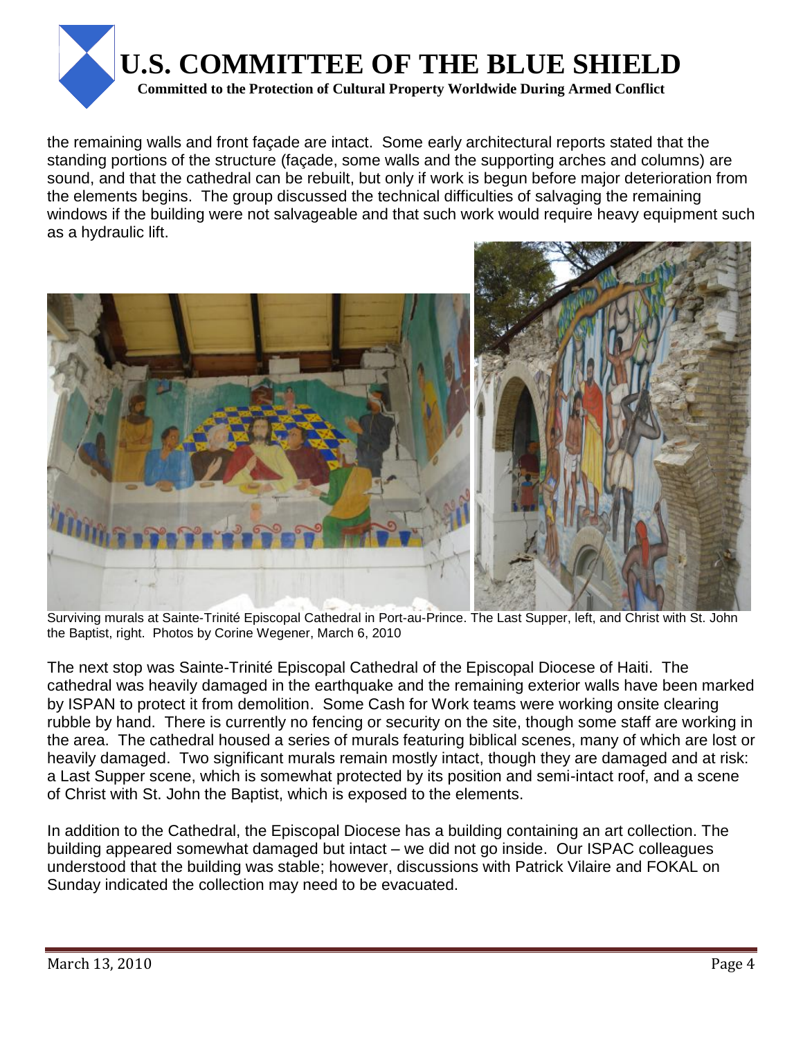the remaining walls and front façade are intact. Some early architectural reports stated that the standing portions of the structure (façade, some walls and the supporting arches and columns) are sound, and that the cathedral can be rebuilt, but only if work is begun before major deterioration from the elements begins. The group discussed the technical difficulties of salvaging the remaining windows if the building were not salvageable and that such work would require heavy equipment such as a hydraulic lift.

Surviving murals at Sainte-Trinité Episcopal Cathedral in Port-au-Prince. The Last Supper, left, and Christ with St. John the Baptist, right. Photos by Corine Wegener, March 6, 2010

The next stop was Sainte-Trinité Episcopal Cathedral of the Episcopal Diocese of Haiti. The cathedral was heavily damaged in the earthquake and the remaining exterior walls have been marked by ISPAN to protect it from demolition. Some Cash for Work teams were working onsite clearing rubble by hand. There is currently no fencing or security on the site, though some staff are working in the area. The cathedral housed a series of murals featuring biblical scenes, many of which are lost or heavily damaged. Two significant murals remain mostly intact, though they are damaged and at risk: a Last Supper scene, which is somewhat protected by its position and semi-intact roof, and a scene of Christ with St. John the Baptist, which is exposed to the elements.

In addition to the Cathedral, the Episcopal Diocese has a building containing an art collection. The building appeared somewhat damaged but intact – we did not go inside. Our ISPAC colleagues understood that the building was stable; however, discussions with Patrick Vilaire and FOKAL on Sunday indicated the collection may need to be evacuated.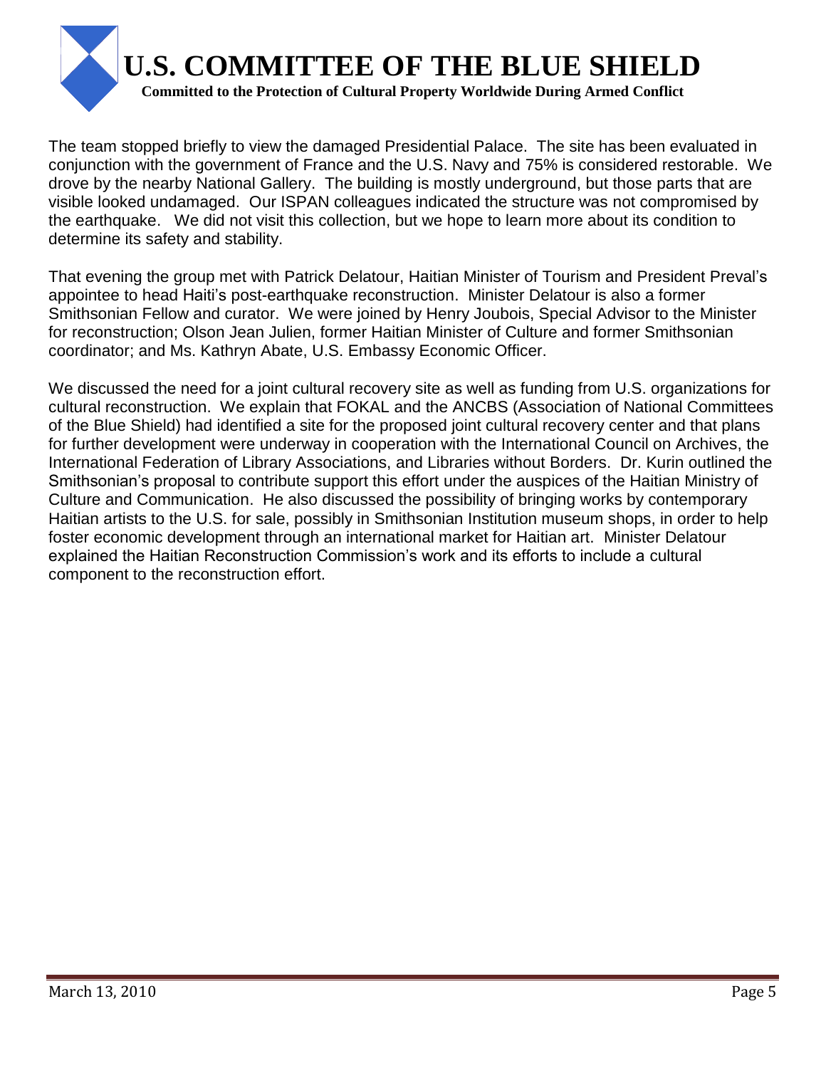The team stopped briefly to view the damaged Presidential Palace. The site has been evaluated in conjunction with the government of France and the U.S. Navy and 75% is considered restorable. We drove by the nearby National Gallery. The building is mostly underground, but those parts that are visible looked undamaged. Our ISPAN colleagues indicated the structure was not compromised by the earthquake. We did not visit this collection, but we hope to learn more about its condition to determine its safety and stability.

That evening the group met with Patrick Delatour, Haitian Minister of Tourism and President Preval's appointee to head Haiti's post-earthquake reconstruction. Minister Delatour is also a former Smithsonian Fellow and curator. We were joined by Henry Joubois, Special Advisor to the Minister for reconstruction; Olson Jean Julien, former Haitian Minister of Culture and former Smithsonian coordinator; and Ms. Kathryn Abate, U.S. Embassy Economic Officer.

We discussed the need for a joint cultural recovery site as well as funding from U.S. organizations for cultural reconstruction. We explain that FOKAL and the ANCBS (Association of National Committees of the Blue Shield) had identified a site for the proposed joint cultural recovery center and that plans for further development were underway in cooperation with the International Council on Archives, the International Federation of Library Associations, and Libraries without Borders. Dr. Kurin outlined the Smithsonian's proposal to contribute support this effort under the auspices of the Haitian Ministry of Culture and Communication. He also discussed the possibility of bringing works by contemporary Haitian artists to the U.S. for sale, possibly in Smithsonian Institution museum shops, in order to help foster economic development through an international market for Haitian art. Minister Delatour explained the Haitian Reconstruction Commission's work and its efforts to include a cultural component to the reconstruction effort.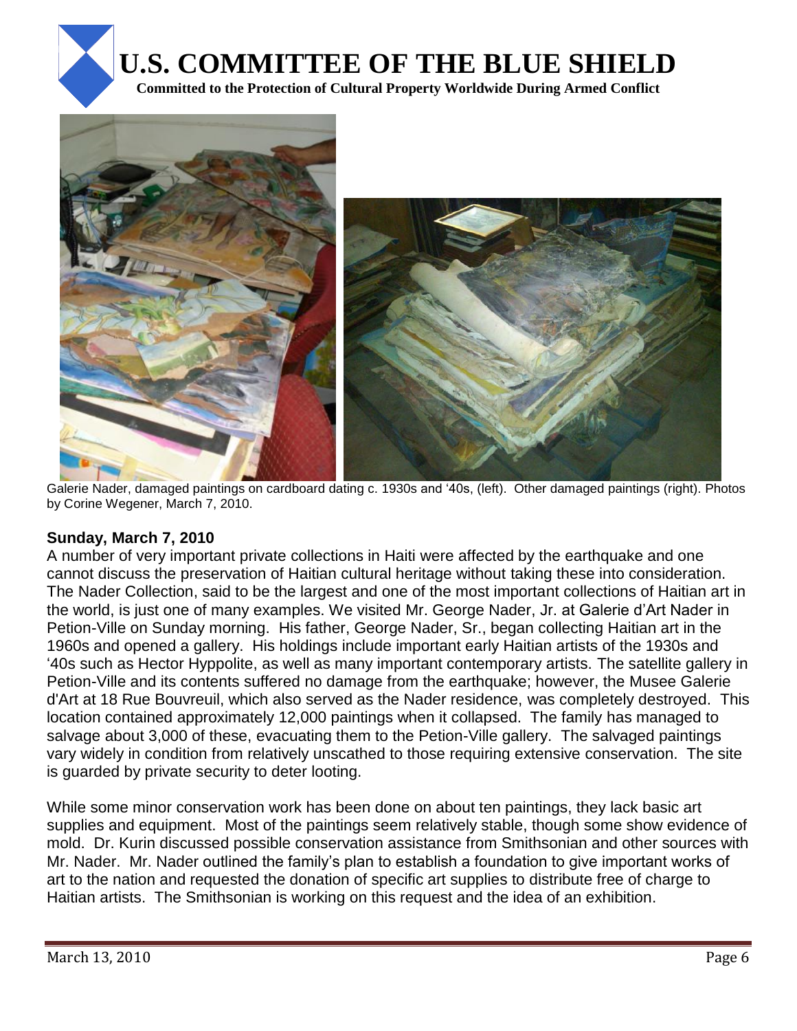Galerie Nader, damaged paintings on cardboard dating c. 1930s and '40s, (left). Other damaged paintings (right). Photos by Corine Wegener, March 7, 2010.

**Sunday, March 7, 2010**

A number of very important private collections in Haiti were affected by the earthquake and one cannot discuss the preservation of Haitian cultural heritage without taking these into consideration. The Nader Collection, said to be the largest and one of the most important collections of Haitian art in the world, is just one of many examples. We visited Mr. George Nader, Jr. at Galerie d'Art Nader in Petion-Ville on Sunday morning. His father, George Nader, Sr., began collecting Haitian art in the 1960s and opened a gallery. His holdings include important early Haitian artists of the 1930s and '40s such as Hector Hyppolite, as well as many important contemporary artists. The satellite gallery in Petion-Ville and its contents suffered no damage from the earthquake; however, the Musee Galerie d'Art at 18 Rue Bouvreuil, which also served as the Nader residence, was completely destroyed. This location contained approximately 12,000 paintings when it collapsed. The family has managed to salvage about 3,000 of these, evacuating them to the Petion-Ville gallery. The salvaged paintings vary widely in condition from relatively unscathed to those requiring extensive conservation. The site is guarded by private security to deter looting.

While some minor conservation work has been done on about ten paintings, they lack basic art supplies and equipment. Most of the paintings seem relatively stable, though some show evidence of mold. Dr. Kurin discussed possible conservation assistance from Smithsonian and other sources with Mr. Nader. Mr. Nader outlined the family's plan to establish a foundation to give important works of art to the nation and requested the donation of specific art supplies to distribute free of charge to Haitian artists. The Smithsonian is working on this request and the idea of an exhibition.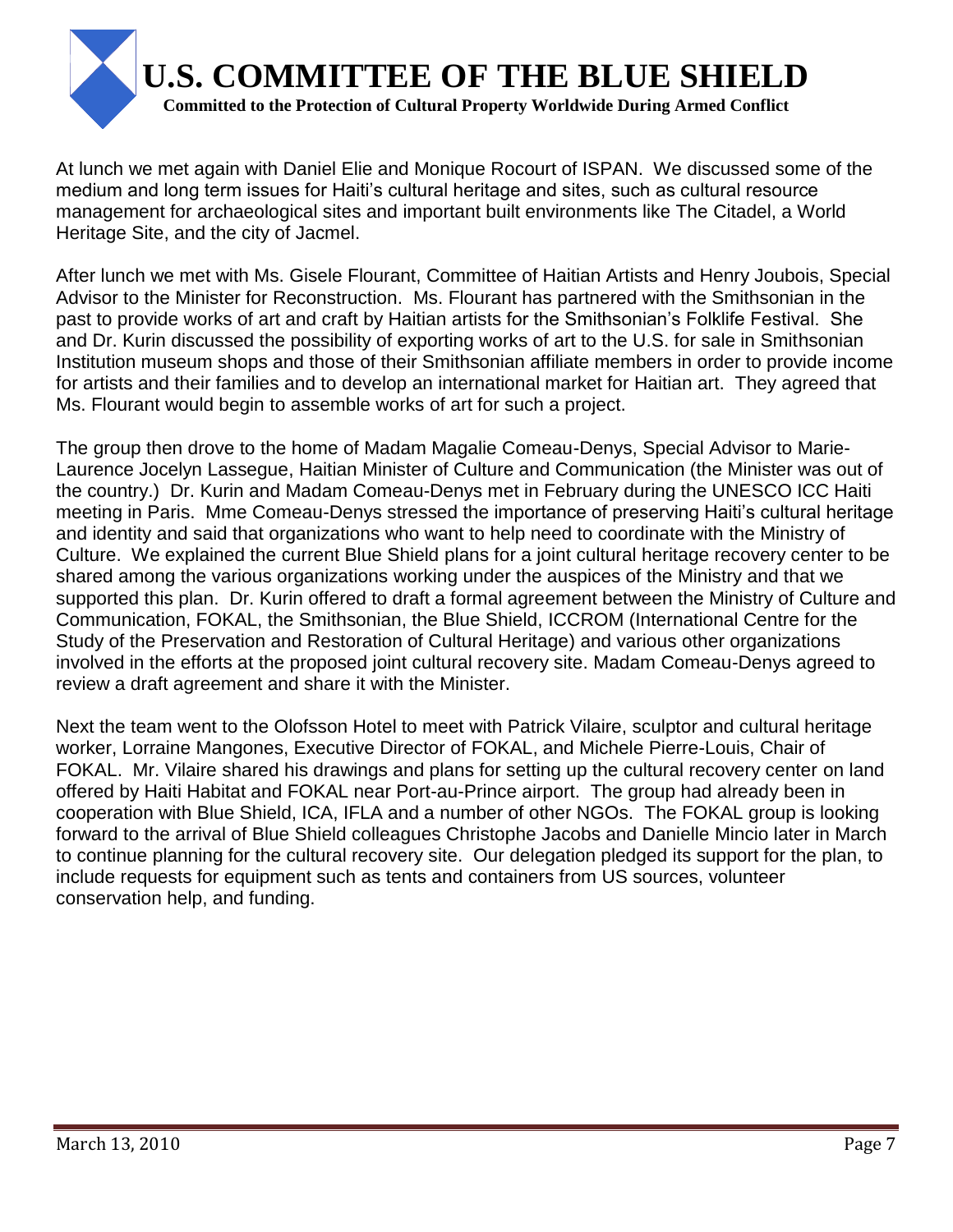At lunch we met again with Daniel Elie and Monique Rocourt of ISPAN. We discussed some of the medium and long term issues for Haiti's cultural heritage and sites, such as cultural resource management for archaeological sites and important built environments like The Citadel, a World Heritage Site, and the city of Jacmel.

After lunch we met with Ms. Gisele Flourant, Committee of Haitian Artists and Henry Joubois, Special Advisor to the Minister for Reconstruction. Ms. Flourant has partnered with the Smithsonian in the past to provide works of art and craft by Haitian artists for the Smithsonian's Folklife Festival. She and Dr. Kurin discussed the possibility of exporting works of art to the U.S. for sale in Smithsonian Institution museum shops and those of their Smithsonian affiliate members in order to provide income for artists and their families and to develop an international market for Haitian art. They agreed that Ms. Flourant would begin to assemble works of art for such a project.

The group then drove to the home of Madam Magalie Comeau-Denys, Special Advisor to Marie-Laurence Jocelyn Lassegue, Haitian Minister of Culture and Communication (the Minister was out of the country.) Dr. Kurin and Madam Comeau-Denys met in February during the UNESCO ICC Haiti meeting in Paris. Mme Comeau-Denys stressed the importance of preserving Haiti's cultural heritage and identity and said that organizations who want to help need to coordinate with the Ministry of Culture. We explained the current Blue Shield plans for a joint cultural heritage recovery center to be shared among the various organizations working under the auspices of the Ministry and that we supported this plan. Dr. Kurin offered to draft a formal agreement between the Ministry of Culture and Communication, FOKAL, the Smithsonian, the Blue Shield, ICCROM (International Centre for the Study of the Preservation and Restoration of Cultural Heritage) and various other organizations involved in the efforts at the proposed joint cultural recovery site. Madam Comeau-Denys agreed to review a draft agreement and share it with the Minister.

Next the team went to the Olofsson Hotel to meet with Patrick Vilaire, sculptor and cultural heritage worker, Lorraine Mangones, Executive Director of FOKAL, and Michele Pierre-Louis, Chair of FOKAL. Mr. Vilaire shared his drawings and plans for setting up the cultural recovery center on land offered by Haiti Habitat and FOKAL near Port-au-Prince airport. The group had already been in cooperation with Blue Shield, ICA, IFLA and a number of other NGOs. The FOKAL group is looking forward to the arrival of Blue Shield colleagues Christophe Jacobs and Danielle Mincio later in March to continue planning for the cultural recovery site. Our delegation pledged its support for the plan, to include requests for equipment such as tents and containers from US sources, volunteer conservation help, and funding.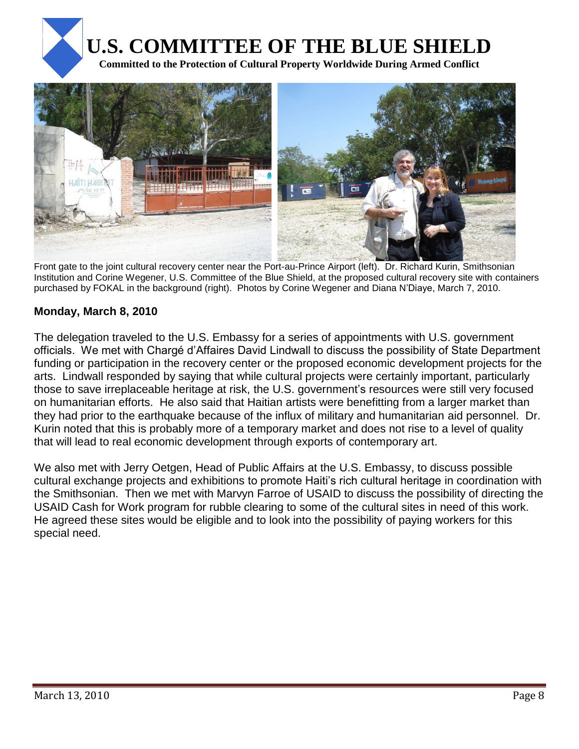# U.S. COMMITTEE OF THE BLUE SHIELD

**Committed to the Protection of Cultural Property Worldwide During Armed Conflict**

Front gate to the joint cultural recovery center near the Port-au-Prince Airport (left). Dr. Richard Kurin, Smithsonian Institution and Corine Wegener, U.S. Committee of the Blue Shield, at the proposed cultural recovery site with containers purchased by FOKAL in the background (right). Photos by Corine Wegener and Diana N'Diaye, March 7, 2010.

**Monday, March 8, 2010**

The delegation traveled to the U.S. Embassy for a series of appointments with U.S. government officials. We met with Chargé d'Affaires David Lindwall to discuss the possibility of State Department funding or participation in the recovery center or the proposed economic development projects for the arts. Lindwall responded by saying that while cultural projects were certainly important, particularly those to save irreplaceable heritage at risk, the U.S. government's resources were still very focused on humanitarian efforts. He also said that Haitian artists were benefitting from a larger market than they had prior to the earthquake because of the influx of military and humanitarian aid personnel. Dr. Kurin noted that this is probably more of a temporary market and does not rise to a level of quality that will lead to real economic development through exports of contemporary art.

We also met with Jerry Oetgen, Head of Public Affairs at the U.S. Embassy, to discuss possible cultural exchange projects and exhibitions to promote Haiti's rich cultural heritage in coordination with the Smithsonian. Then we met with Marvyn Farroe of USAID to discuss the possibility of directing the USAID Cash for Work program for rubble clearing to some of the cultural sites in need of this work. He agreed these sites would be eligible and to look into the possibility of paying workers for this special need.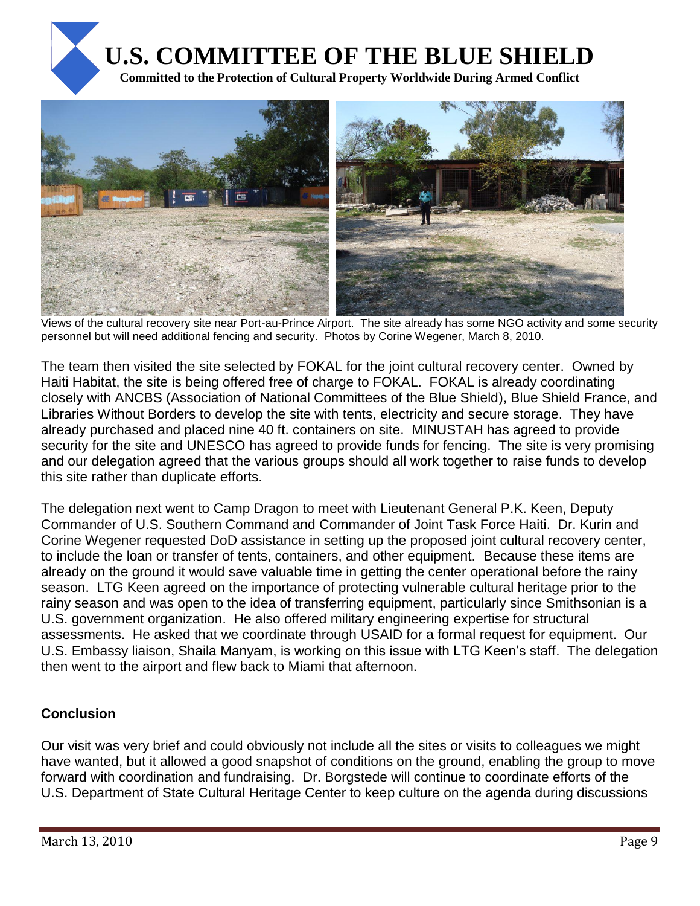Views of the cultural recovery site near Port-au-Prince Airport. The site already has some NGO activity and some security personnel but will need additional fencing and security. Photos by Corine Wegener, March 8, 2010.

The team then visited the site selected by FOKAL for the joint cultural recovery center. Owned by Haiti Habitat, the site is being offered free of charge to FOKAL. FOKAL is already coordinating closely with ANCBS (Association of National Committees of the Blue Shield), Blue Shield France, and Libraries Without Borders to develop the site with tents, electricity and secure storage. They have already purchased and placed nine 40 ft. containers on site. MINUSTAH has agreed to provide security for the site and UNESCO has agreed to provide funds for fencing. The site is very promising and our delegation agreed that the various groups should all work together to raise funds to develop this site rather than duplicate efforts.

The delegation next went to Camp Dragon to meet with Lieutenant General P.K. Keen, Deputy Commander of U.S. Southern Command and Commander of Joint Task Force Haiti. Dr. Kurin and Corine Wegener requested DoD assistance in setting up the proposed joint cultural recovery center, to include the loan or transfer of tents, containers, and other equipment. Because these items are already on the ground it would save valuable time in getting the center operational before the rainy season. LTG Keen agreed on the importance of protecting vulnerable cultural heritage prior to the rainy season and was open to the idea of transferring equipment, particularly since Smithsonian is a U.S. government organization. He also offered military engineering expertise for structural assessments. He asked that we coordinate through USAID for a formal request for equipment. Our U.S. Embassy liaison, Shaila Manyam, is working on this issue with LTG Keen's staff. The delegation then went to the airport and flew back to Miami that afternoon.

**Conclusion**

Our visit was very brief and could obviously not include all the sites or visits to colleagues we might have wanted, but it allowed a good snapshot of conditions on the ground, enabling the group to move forward with coordination and fundraising. Dr. Borgstede will continue to coordinate efforts of the U.S. Department of State Cultural Heritage Center to keep culture on the agenda during discussions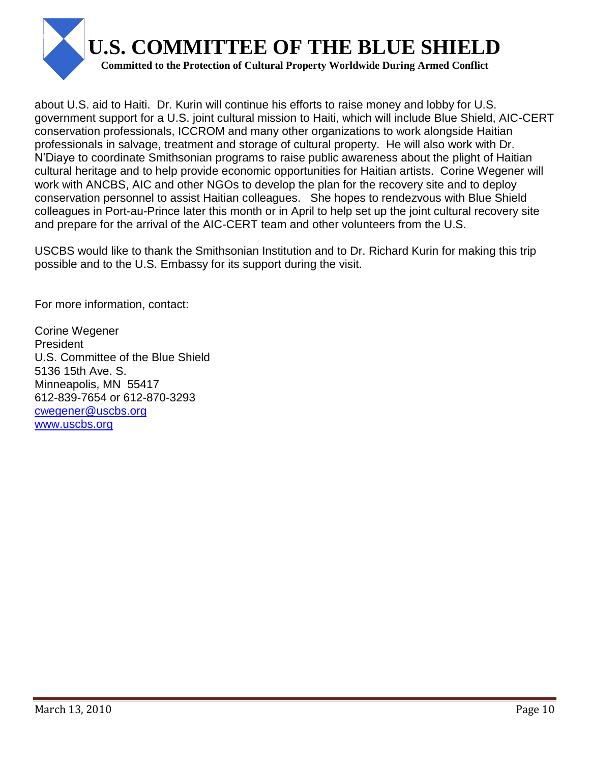about U.S. aid to Haiti. Dr. Kurin will continue his efforts to raise money and lobby for U.S. government support for a U.S. joint cultural mission to Haiti, which will include Blue Shield, AIC-CERT conservation professionals, ICCROM and many other organizations to work alongside Haitian professionals in salvage, treatment and storage of cultural property. He will also work with Dr. N'Diaye to coordinate Smithsonian programs to raise public awareness about the plight of Haitian cultural heritage and to help provide economic opportunities for Haitian artists. Corine Wegener will work with ANCBS, AIC and other NGOs to develop the plan for the recovery site and to deploy conservation personnel to assist Haitian colleagues. She hopes to rendezvous with Blue Shield colleagues in Port-au-Prince later this month or in April to help set up the joint cultural recovery site and prepare for the arrival of the AIC-CERT team and other volunteers from the U.S.

USCBS would like to thank the Smithsonian Institution and to Dr. Richard Kurin for making this trip possible and to the U.S. Embassy for its support during the visit.

For more information, contact:

Corine Wegener  
President  
U.S. Committee of the Blue Shield  
5136 15th Ave. S.  
Minneapolis, MN 55417  
612-839-7654 or 612-870-3293  
cwegener@uscbs.org  
www.uscbs.org